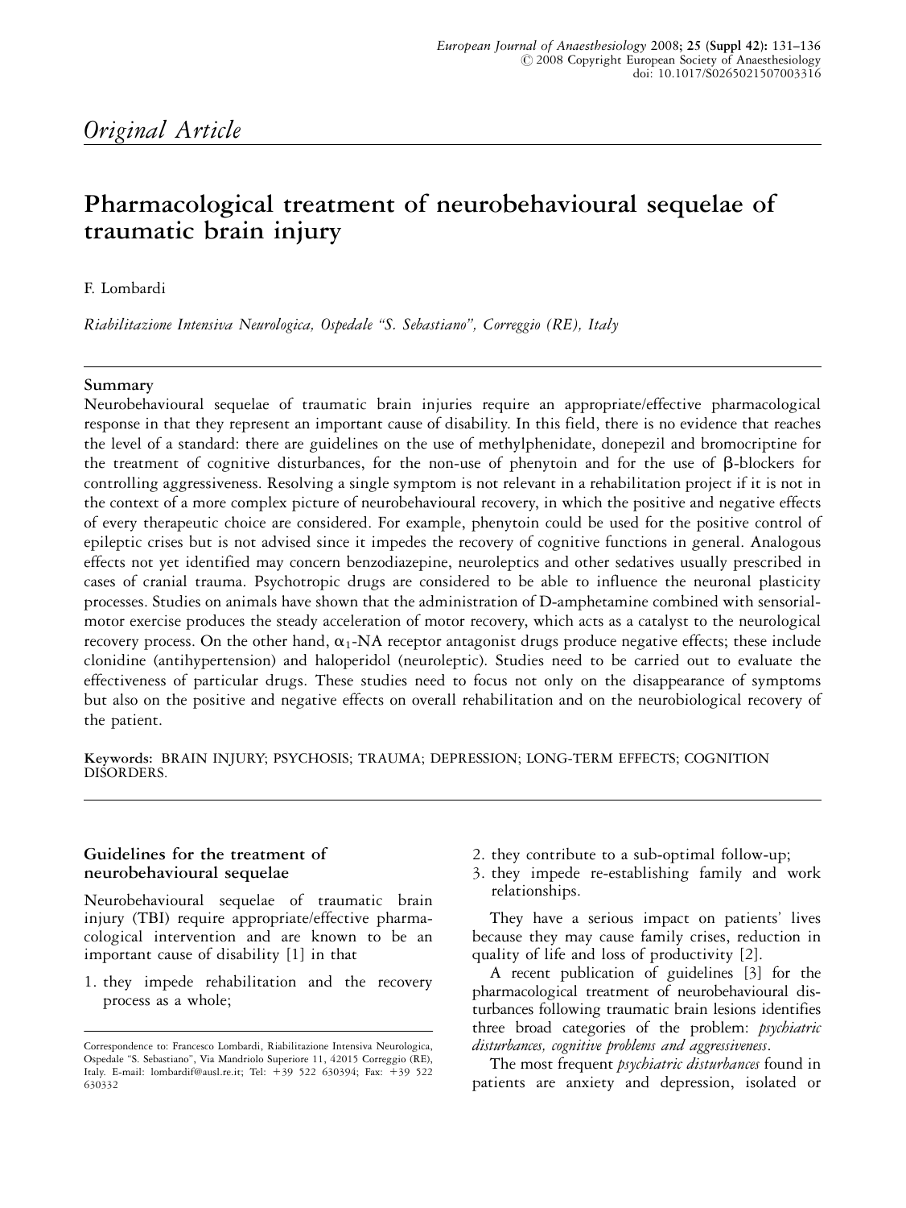*Original Article*

# Pharmacological treatment of neurobehavioural sequelae of traumatic brain injury

F. Lombardi

*Riabilitazione Intensiva Neurologica, Ospedale "S. Sebastiano", Correggio (RE), Italy*

## Summary

Neurobehavioural sequelae of traumatic brain injuries require an appropriate/effective pharmacological response in that they represent an important cause of disability. In this field, there is no evidence that reaches the level of a standard: there are guidelines on the use of methylphenidate, donepezil and bromocriptine for the treatment of cognitive disturbances, for the non-use of phenytoin and for the use of β-blockers for controlling aggressiveness. Resolving a single symptom is not relevant in a rehabilitation project if it is not in the context of a more complex picture of neurobehavioural recovery, in which the positive and negative effects of every therapeutic choice are considered. For example, phenytoin could be used for the positive control of epileptic crises but is not advised since it impedes the recovery of cognitive functions in general. Analogous effects not yet identified may concern benzodiazepine, neuroleptics and other sedatives usually prescribed in cases of cranial trauma. Psychotropic drugs are considered to be able to influence the neuronal plasticity processes. Studies on animals have shown that the administration of D-amphetamine combined with sensorial-motor exercise produces the steady acceleration of motor recovery, which acts as a catalyst to the neurological recovery process. On the other hand, $\alpha_1$-NA receptor antagonist drugs produce negative effects; these include clonidine (antihypertension) and haloperidol (neuroleptic). Studies need to be carried out to evaluate the effectiveness of particular drugs. These studies need to focus not only on the disappearance of symptoms but also on the positive and negative effects on overall rehabilitation and on the neurobiological recovery of the patient.

**Keywords:** BRAIN INJURY; PSYCHOSIS; TRAUMA; DEPRESSION; LONG-TERM EFFECTS; COGNITION DISORDERS.

## Guidelines for the treatment of neurobehavioural sequelae

Neurobehavioural sequelae of traumatic brain injury (TBI) require appropriate/effective pharmacological intervention and are known to be an important cause of disability [1] in that

1. they impede rehabilitation and the recovery process as a whole;
2. they contribute to a sub-optimal follow-up;
3. they impede re-establishing family and work relationships.

They have a serious impact on patients' lives because they may cause family crises, reduction in quality of life and loss of productivity [2].

A recent publication of guidelines [3] for the pharmacological treatment of neurobehavioural disturbances following traumatic brain lesions identifies three broad categories of the problem: *psychiatric disturbances, cognitive problems and aggressiveness*.

The most frequent *psychiatric disturbances* found in patients are anxiety and depression, isolated or

Correspondence to: Francesco Lombardi, Riabilitazione Intensiva Neurologica, Ospedale "S. Sebastiano", Via Mandriolo Superiore 11, 42015 Correggio (RE), Italy. E-mail: lombardif@ausl.re.it; Tel: +39 522 630394; Fax: +39 522 630332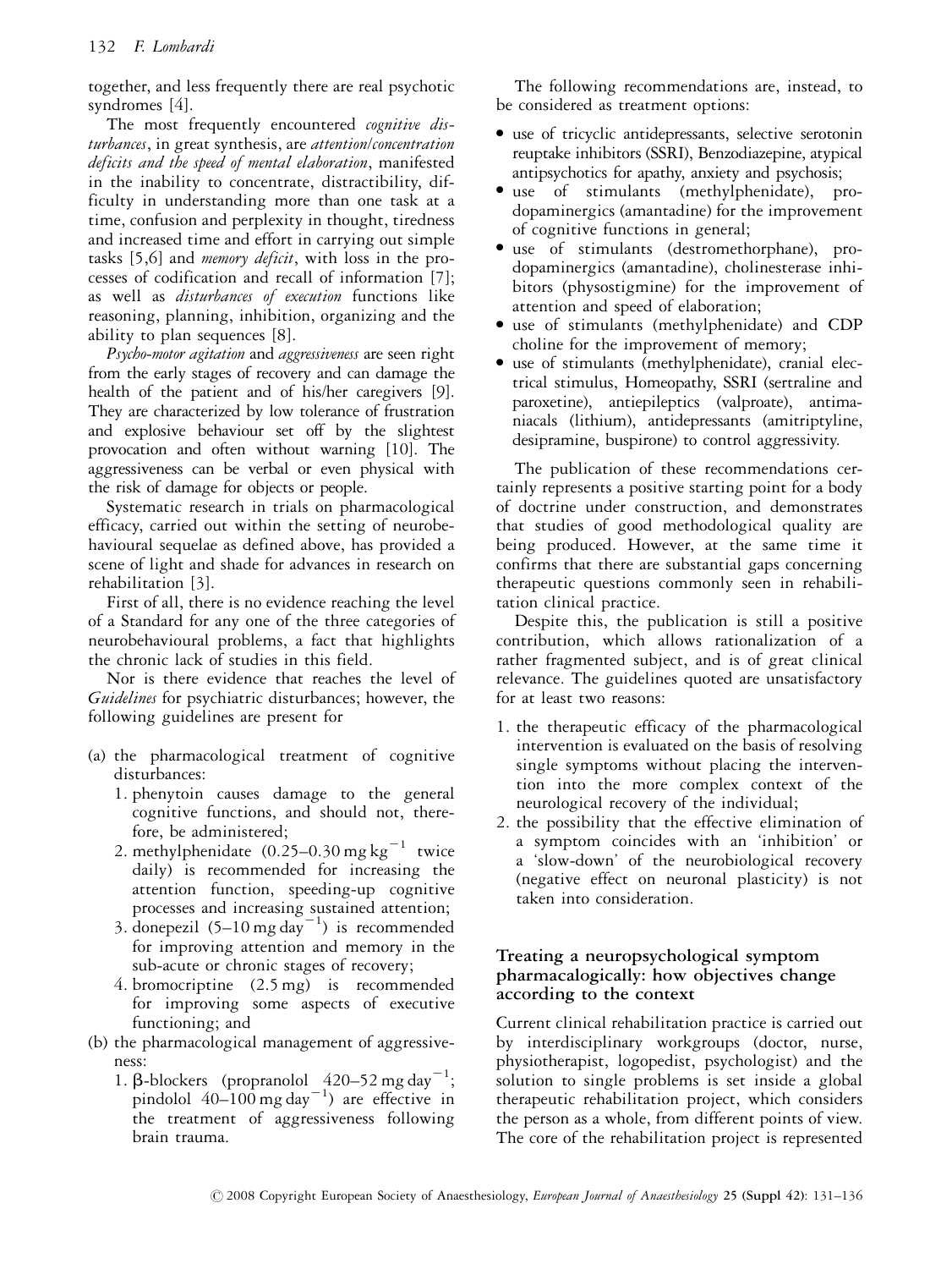together, and less frequently there are real psychotic syndromes [4].

The most frequently encountered *cognitive disturbances*, in great synthesis, are *attention/concentration deficits and the speed of mental elaboration*, manifested in the inability to concentrate, distractibility, difficulty in understanding more than one task at a time, confusion and perplexity in thought, tiredness and increased time and effort in carrying out simple tasks [5,6] and *memory deficit*, with loss in the processes of codification and recall of information [7]; as well as *disturbances of execution* functions like reasoning, planning, inhibition, organizing and the ability to plan sequences [8].

*Psycho-motor agitation* and *aggressiveness* are seen right from the early stages of recovery and can damage the health of the patient and of his/her caregivers [9]. They are characterized by low tolerance of frustration and explosive behaviour set off by the slightest provocation and often without warning [10]. The aggressiveness can be verbal or even physical with the risk of damage for objects or people.

Systematic research in trials on pharmacological efficacy, carried out within the setting of neurobehavioural sequelae as defined above, has provided a scene of light and shade for advances in research on rehabilitation [3].

First of all, there is no evidence reaching the level of a Standard for any one of the three categories of neurobehavioural problems, a fact that highlights the chronic lack of studies in this field.

Nor is there evidence that reaches the level of *Guidelines* for psychiatric disturbances; however, the following guidelines are present for

(a) the pharmacological treatment of cognitive disturbances:
   1. phenytoin causes damage to the general cognitive functions, and should not, therefore, be administered;
   2. methylphenidate ($0.25$–$0.30\,\mathrm{mg\,kg^{-1}}$ twice daily) is recommended for increasing the attention function, speeding-up cognitive processes and increasing sustained attention;
   3. donepezil ($5$–$10\,\mathrm{mg\,day^{-1}}$) is recommended for improving attention and memory in the sub-acute or chronic stages of recovery;
   4. bromocriptine (2.5 mg) is recommended for improving some aspects of executive functioning; and

(b) the pharmacological management of aggressiveness:
   1. β-blockers (propranolol $420$–$52\,\mathrm{mg\,day^{-1}}$; pindolol $40$–$100\,\mathrm{mg\,day^{-1}}$) are effective in the treatment of aggressiveness following brain trauma.

The following recommendations are, instead, to be considered as treatment options:

- use of tricyclic antidepressants, selective serotonin reuptake inhibitors (SSRI), Benzodiazepine, atypical antipsychotics for apathy, anxiety and psychosis;
- use of stimulants (methylphenidate), pro-dopaminergics (amantadine) for the improvement of cognitive functions in general;
- use of stimulants (destromethorphane), pro-dopaminergics (amantadine), cholinesterase inhibitors (physostigmine) for the improvement of attention and speed of elaboration;
- use of stimulants (methylphenidate) and CDP choline for the improvement of memory;
- use of stimulants (methylphenidate), cranial electrical stimulus, Homeopathy, SSRI (sertraline and paroxetine), antiepileptics (valproate), antimaniacals (lithium), antidepressants (amitriptyline, desipramine, buspirone) to control aggressivity.

The publication of these recommendations certainly represents a positive starting point for a body of doctrine under construction, and demonstrates that studies of good methodological quality are being produced. However, at the same time it confirms that there are substantial gaps concerning therapeutic questions commonly seen in rehabilitation clinical practice.

Despite this, the publication is still a positive contribution, which allows rationalization of a rather fragmented subject, and is of great clinical relevance. The guidelines quoted are unsatisfactory for at least two reasons:

1. the therapeutic efficacy of the pharmacological intervention is evaluated on the basis of resolving single symptoms without placing the intervention into the more complex context of the neurological recovery of the individual;
2. the possibility that the effective elimination of a symptom coincides with an 'inhibition' or a 'slow-down' of the neurobiological recovery (negative effect on neuronal plasticity) is not taken into consideration.

## Treating a neuropsychological symptom pharmacalogically: how objectives change according to the context

Current clinical rehabilitation practice is carried out by interdisciplinary workgroups (doctor, nurse, physiotherapist, logopedist, psychologist) and the solution to single problems is set inside a global therapeutic rehabilitation project, which considers the person as a whole, from different points of view. The core of the rehabilitation project is represented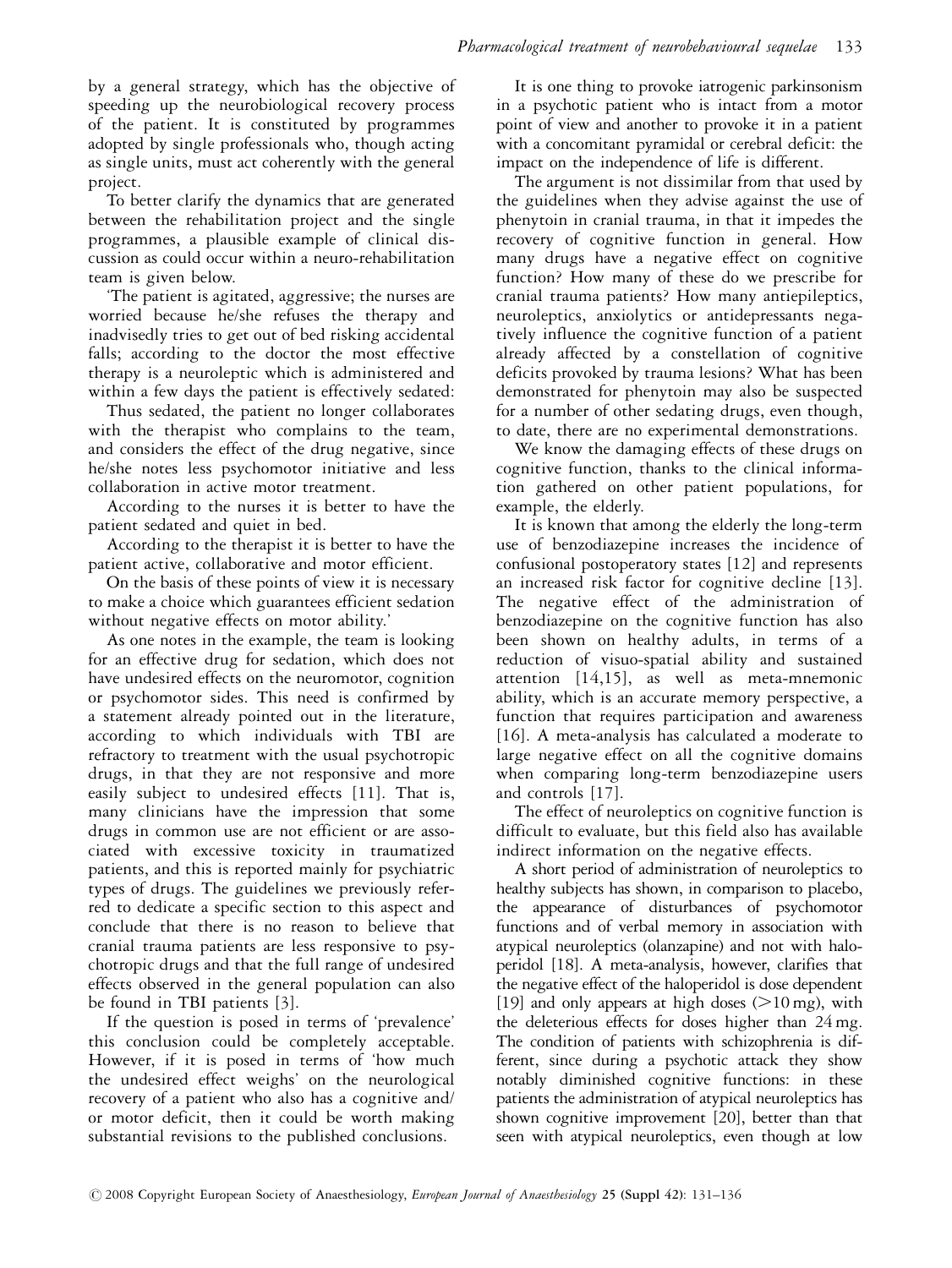by a general strategy, which has the objective of speeding up the neurobiological recovery process of the patient. It is constituted by programmes adopted by single professionals who, though acting as single units, must act coherently with the general project.

To better clarify the dynamics that are generated between the rehabilitation project and the single programmes, a plausible example of clinical discussion as could occur within a neuro-rehabilitation team is given below.

'The patient is agitated, aggressive; the nurses are worried because he/she refuses the therapy and inadvisedly tries to get out of bed risking accidental falls; according to the doctor the most effective therapy is a neuroleptic which is administered and within a few days the patient is effectively sedated:

Thus sedated, the patient no longer collaborates with the therapist who complains to the team, and considers the effect of the drug negative, since he/she notes less psychomotor initiative and less collaboration in active motor treatment.

According to the nurses it is better to have the patient sedated and quiet in bed.

According to the therapist it is better to have the patient active, collaborative and motor efficient.

On the basis of these points of view it is necessary to make a choice which guarantees efficient sedation without negative effects on motor ability.'

As one notes in the example, the team is looking for an effective drug for sedation, which does not have undesired effects on the neuromotor, cognition or psychomotor sides. This need is confirmed by a statement already pointed out in the literature, according to which individuals with TBI are refractory to treatment with the usual psychotropic drugs, in that they are not responsive and more easily subject to undesired effects [11]. That is, many clinicians have the impression that some drugs in common use are not efficient or are associated with excessive toxicity in traumatized patients, and this is reported mainly for psychiatric types of drugs. The guidelines we previously referred to dedicate a specific section to this aspect and conclude that there is no reason to believe that cranial trauma patients are less responsive to psychotropic drugs and that the full range of undesired effects observed in the general population can also be found in TBI patients [3].

If the question is posed in terms of 'prevalence' this conclusion could be completely acceptable. However, if it is posed in terms of 'how much the undesired effect weighs' on the neurological recovery of a patient who also has a cognitive and/or motor deficit, then it could be worth making substantial revisions to the published conclusions.

It is one thing to provoke iatrogenic parkinsonism in a psychotic patient who is intact from a motor point of view and another to provoke it in a patient with a concomitant pyramidal or cerebral deficit: the impact on the independence of life is different.

The argument is not dissimilar from that used by the guidelines when they advise against the use of phenytoin in cranial trauma, in that it impedes the recovery of cognitive function in general. How many drugs have a negative effect on cognitive function? How many of these do we prescribe for cranial trauma patients? How many antiepileptics, neuroleptics, anxiolytics or antidepressants negatively influence the cognitive function of a patient already affected by a constellation of cognitive deficits provoked by trauma lesions? What has been demonstrated for phenytoin may also be suspected for a number of other sedating drugs, even though, to date, there are no experimental demonstrations.

We know the damaging effects of these drugs on cognitive function, thanks to the clinical information gathered on other patient populations, for example, the elderly.

It is known that among the elderly the long-term use of benzodiazepine increases the incidence of confusional postoperatory states [12] and represents an increased risk factor for cognitive decline [13]. The negative effect of the administration of benzodiazepine on the cognitive function has also been shown on healthy adults, in terms of a reduction of visuo-spatial ability and sustained attention [14,15], as well as meta-mnemonic ability, which is an accurate memory perspective, a function that requires participation and awareness [16]. A meta-analysis has calculated a moderate to large negative effect on all the cognitive domains when comparing long-term benzodiazepine users and controls [17].

The effect of neuroleptics on cognitive function is difficult to evaluate, but this field also has available indirect information on the negative effects.

A short period of administration of neuroleptics to healthy subjects has shown, in comparison to placebo, the appearance of disturbances of psychomotor functions and of verbal memory in association with atypical neuroleptics (olanzapine) and not with haloperidol [18]. A meta-analysis, however, clarifies that the negative effect of the haloperidol is dose dependent [19] and only appears at high doses (>10 mg), with the deleterious effects for doses higher than 24 mg. The condition of patients with schizophrenia is different, since during a psychotic attack they show notably diminished cognitive functions: in these patients the administration of atypical neuroleptics has shown cognitive improvement [20], better than that seen with atypical neuroleptics, even though at low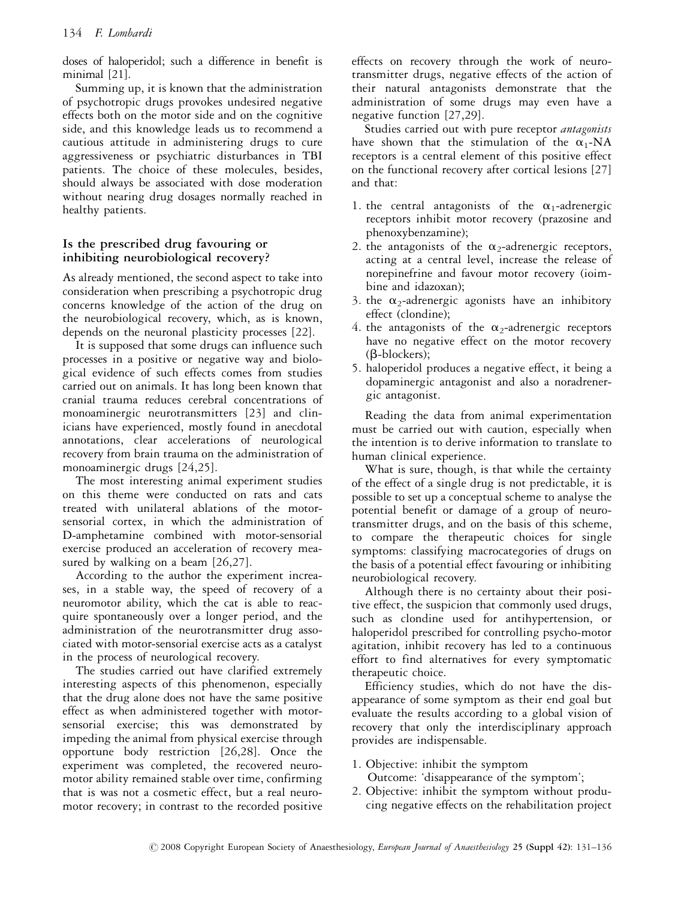doses of haloperidol; such a difference in benefit is minimal [21].

Summing up, it is known that the administration of psychotropic drugs provokes undesired negative effects both on the motor side and on the cognitive side, and this knowledge leads us to recommend a cautious attitude in administering drugs to cure aggressiveness or psychiatric disturbances in TBI patients. The choice of these molecules, besides, should always be associated with dose moderation without nearing drug dosages normally reached in healthy patients.

## Is the prescribed drug favouring or inhibiting neurobiological recovery?

As already mentioned, the second aspect to take into consideration when prescribing a psychotropic drug concerns knowledge of the action of the drug on the neurobiological recovery, which, as is known, depends on the neuronal plasticity processes [22].

It is supposed that some drugs can influence such processes in a positive or negative way and biological evidence of such effects comes from studies carried out on animals. It has long been known that cranial trauma reduces cerebral concentrations of monoaminergic neurotransmitters [23] and clinicians have experienced, mostly found in anecdotal annotations, clear accelerations of neurological recovery from brain trauma on the administration of monoaminergic drugs [24,25].

The most interesting animal experiment studies on this theme were conducted on rats and cats treated with unilateral ablations of the motor-sensorial cortex, in which the administration of D-amphetamine combined with motor-sensorial exercise produced an acceleration of recovery measured by walking on a beam [26,27].

According to the author the experiment increases, in a stable way, the speed of recovery of a neuromotor ability, which the cat is able to reacquire spontaneously over a longer period, and the administration of the neurotransmitter drug associated with motor-sensorial exercise acts as a catalyst in the process of neurological recovery.

The studies carried out have clarified extremely interesting aspects of this phenomenon, especially that the drug alone does not have the same positive effect as when administered together with motor-sensorial exercise; this was demonstrated by impeding the animal from physical exercise through opportune body restriction [26,28]. Once the experiment was completed, the recovered neuromotor ability remained stable over time, confirming that is was not a cosmetic effect, but a real neuromotor recovery; in contrast to the recorded positive effects on recovery through the work of neurotransmitter drugs, negative effects of the action of their natural antagonists demonstrate that the administration of some drugs may even have a negative function [27,29].

Studies carried out with pure receptor *antagonists* have shown that the stimulation of the $\alpha_1$-NA receptors is a central element of this positive effect on the functional recovery after cortical lesions [27] and that:

1. the central antagonists of the $\alpha_1$-adrenergic receptors inhibit motor recovery (prazosine and phenoxybenzamine);
2. the antagonists of the $\alpha_2$-adrenergic receptors, acting at a central level, increase the release of norepinephrine and favour motor recovery (ioimbine and idazoxan);
3. the $\alpha_2$-adrenergic agonists have an inhibitory effect (clondine);
4. the antagonists of the $\alpha_2$-adrenergic receptors have no negative effect on the motor recovery ($\beta$-blockers);
5. haloperidol produces a negative effect, it being a dopaminergic antagonist and also a noradrenergic antagonist.

Reading the data from animal experimentation must be carried out with caution, especially when the intention is to derive information to translate to human clinical experience.

What is sure, though, is that while the certainty of the effect of a single drug is not predictable, it is possible to set up a conceptual scheme to analyse the potential benefit or damage of a group of neurotransmitter drugs, and on the basis of this scheme, to compare the therapeutic choices for single symptoms: classifying macrocategories of drugs on the basis of a potential effect favouring or inhibiting neurobiological recovery.

Although there is no certainty about their positive effect, the suspicion that commonly used drugs, such as clondine used for antihypertension, or haloperidol prescribed for controlling psycho-motor agitation, inhibit recovery has led to a continuous effort to find alternatives for every symptomatic therapeutic choice.

Efficiency studies, which do not have the disappearance of some symptom as their end goal but evaluate the results according to a global vision of recovery that only the interdisciplinary approach provides are indispensable.

1. Objective: inhibit the symptom
   Outcome: 'disappearance of the symptom';
2. Objective: inhibit the symptom without producing negative effects on the rehabilitation project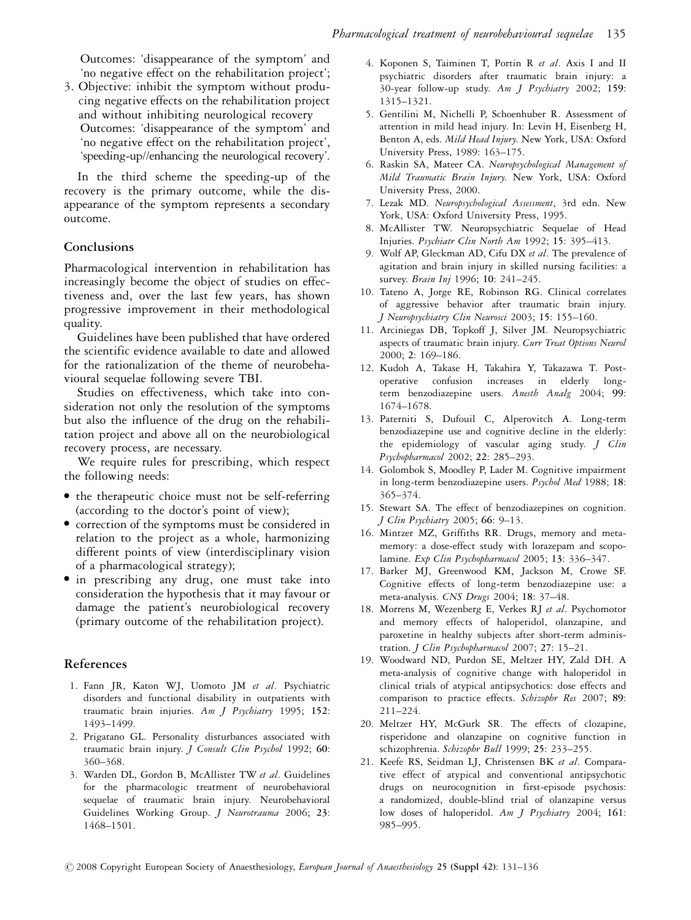Outcomes: 'disappearance of the symptom' and 'no negative effect on the rehabilitation project';

3. Objective: inhibit the symptom without producing negative effects on the rehabilitation project and without inhibiting neurological recovery
   Outcomes: 'disappearance of the symptom' and 'no negative effect on the rehabilitation project', 'speeding-up//enhancing the neurological recovery'.

In the third scheme the speeding-up of the recovery is the primary outcome, while the disappearance of the symptom represents a secondary outcome.

## Conclusions

Pharmacological intervention in rehabilitation has increasingly become the object of studies on effectiveness and, over the last few years, has shown progressive improvement in their methodological quality.

Guidelines have been published that have ordered the scientific evidence available to date and allowed for the rationalization of the theme of neurobehavioural sequelae following severe TBI.

Studies on effectiveness, which take into consideration not only the resolution of the symptoms but also the influence of the drug on the rehabilitation project and above all on the neurobiological recovery process, are necessary.

We require rules for prescribing, which respect the following needs:

- the therapeutic choice must not be self-referring (according to the doctor's point of view);
- correction of the symptoms must be considered in relation to the project as a whole, harmonizing different points of view (interdisciplinary vision of a pharmacological strategy);
- in prescribing any drug, one must take into consideration the hypothesis that it may favour or damage the patient's neurobiological recovery (primary outcome of the rehabilitation project).

## References

1. Fann JR, Katon WJ, Uomoto JM *et al*. Psychiatric disorders and functional disability in outpatients with traumatic brain injuries. *Am J Psychiatry* 1995; **152**: 1493–1499.
2. Prigatano GL. Personality disturbances associated with traumatic brain injury. *J Consult Clin Psychol* 1992; **60**: 360–368.
3. Warden DL, Gordon B, McAllister TW *et al*. Guidelines for the pharmacologic treatment of neurobehavioral sequelae of traumatic brain injury. Neurobehavioral Guidelines Working Group. *J Neurotrauma* 2006; **23**: 1468–1501.
4. Koponen S, Taiminen T, Portin R *et al*. Axis I and II psychiatric disorders after traumatic brain injury: a 30-year follow-up study. *Am J Psychiatry* 2002; **159**: 1315–1321.
5. Gentilini M, Nichelli P, Schoenhuber R. Assessment of attention in mild head injury. In: Levin H, Eisenberg H, Benton A, eds. *Mild Head Injury*. New York, USA: Oxford University Press, 1989: 163–175.
6. Raskin SA, Mateer CA. *Neuropsychological Management of Mild Traumatic Brain Injury*. New York, USA: Oxford University Press, 2000.
7. Lezak MD. *Neuropsychological Assessment*, 3rd edn. New York, USA: Oxford University Press, 1995.
8. McAllister TW. Neuropsychiatric Sequelae of Head Injuries. *Psychiatr Clin North Am* 1992; **15**: 395–413.
9. Wolf AP, Gleckman AD, Cifu DX *et al*. The prevalence of agitation and brain injury in skilled nursing facilities: a survey. *Brain Inj* 1996; **10**: 241–245.
10. Tateno A, Jorge RE, Robinson RG. Clinical correlates of aggressive behavior after traumatic brain injury. *J Neuropsychiatry Clin Neurosci* 2003; **15**: 155–160.
11. Arciniegas DB, Topkoff J, Silver JM. Neuropsychiatric aspects of traumatic brain injury. *Curr Treat Options Neurol* 2000; **2**: 169–186.
12. Kudoh A, Takase H, Takahira Y, Takazawa T. Postoperative confusion increases in elderly long-term benzodiazepine users. *Anesth Analg* 2004; **99**: 1674–1678.
13. Paterniti S, Dufouil C, Alperovitch A. Long-term benzodiazepine use and cognitive decline in the elderly: the epidemiology of vascular aging study. *J Clin Psychopharmacol* 2002; **22**: 285–293.
14. Golombok S, Moodley P, Lader M. Cognitive impairment in long-term benzodiazepine users. *Psychol Med* 1988; **18**: 365–374.
15. Stewart SA. The effect of benzodiazepines on cognition. *J Clin Psychiatry* 2005; **66**: 9–13.
16. Mintzer MZ, Griffiths RR. Drugs, memory and metamemory: a dose-effect study with lorazepam and scopolamine. *Exp Clin Psychopharmacol* 2005; **13**: 336–347.
17. Barker MJ, Greenwood KM, Jackson M, Crowe SF. Cognitive effects of long-term benzodiazepine use: a meta-analysis. *CNS Drugs* 2004; **18**: 37–48.
18. Morrens M, Wezenberg E, Verkes RJ *et al*. Psychomotor and memory effects of haloperidol, olanzapine, and paroxetine in healthy subjects after short-term administration. *J Clin Psychopharmacol* 2007; **27**: 15–21.
19. Woodward ND, Purdon SE, Meltzer HY, Zald DH. A meta-analysis of cognitive change with haloperidol in clinical trials of atypical antipsychotics: dose effects and comparison to practice effects. *Schizophr Res* 2007; **89**: 211–224.
20. Meltzer HY, McGurk SR. The effects of clozapine, risperidone and olanzapine on cognitive function in schizophrenia. *Schizophr Bull* 1999; **25**: 233–255.
21. Keefe RS, Seidman LJ, Christensen BK *et al*. Comparative effect of atypical and conventional antipsychotic drugs on neurocognition in first-episode psychosis: a randomized, double-blind trial of olanzapine versus low doses of haloperidol. *Am J Psychiatry* 2004; **161**: 985–995.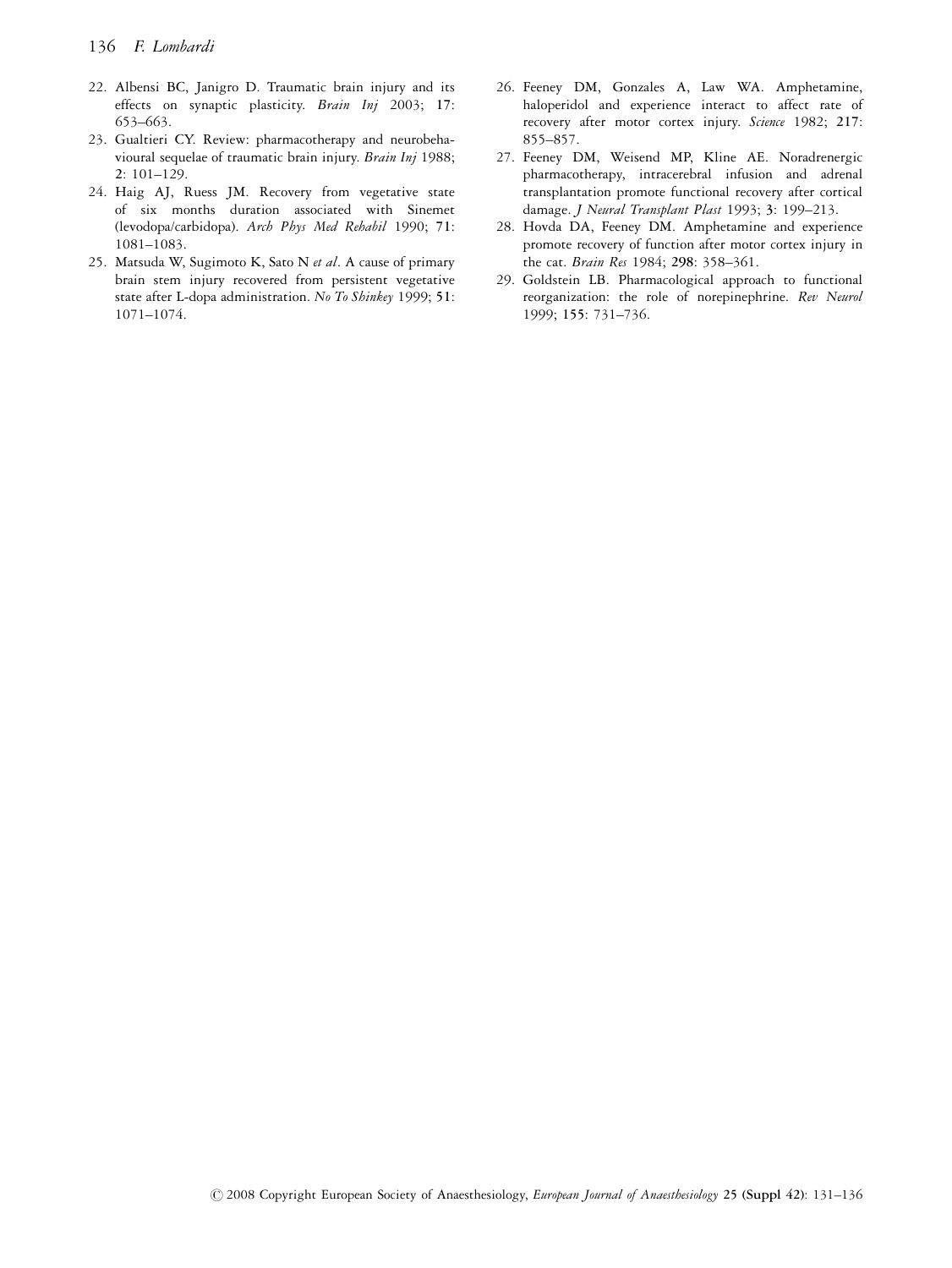22. Albensi BC, Janigro D. Traumatic brain injury and its effects on synaptic plasticity. *Brain Inj* 2003; **17**: 653–663.
23. Gualtieri CY. Review: pharmacotherapy and neurobehavioural sequelae of traumatic brain injury. *Brain Inj* 1988; **2**: 101–129.
24. Haig AJ, Ruess JM. Recovery from vegetative state of six months duration associated with Sinemet (levodopa/carbidopa). *Arch Phys Med Rehabil* 1990; **71**: 1081–1083.
25. Matsuda W, Sugimoto K, Sato N *et al*. A cause of primary brain stem injury recovered from persistent vegetative state after L-dopa administration. *No To Shinkey* 1999; **51**: 1071–1074.
26. Feeney DM, Gonzales A, Law WA. Amphetamine, haloperidol and experience interact to affect rate of recovery after motor cortex injury. *Science* 1982; **217**: 855–857.
27. Feeney DM, Weisend MP, Kline AE. Noradrenergic pharmacotherapy, intracerebral infusion and adrenal transplantation promote functional recovery after cortical damage. *J Neural Transplant Plast* 1993; **3**: 199–213.
28. Hovda DA, Feeney DM. Amphetamine and experience promote recovery of function after motor cortex injury in the cat. *Brain Res* 1984; **298**: 358–361.
29. Goldstein LB. Pharmacological approach to functional reorganization: the role of norepinephrine. *Rev Neurol* 1999; **155**: 731–736.